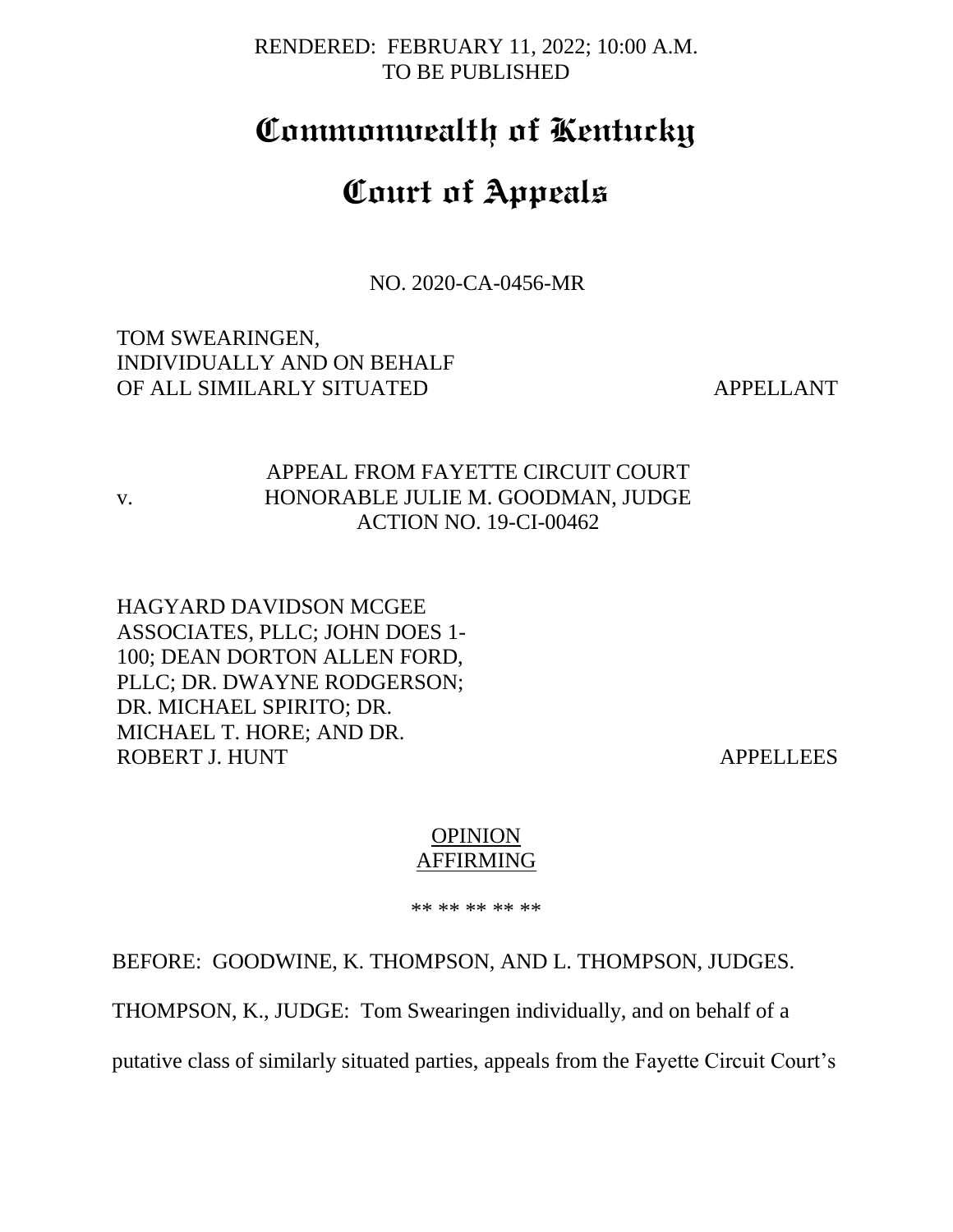RENDERED: FEBRUARY 11, 2022; 10:00 A.M.
TO BE PUBLISHED

# Commonwealth of Kentucky

# Court of Appeals

NO. 2020-CA-0456-MR

TOM SWEARINGEN,
INDIVIDUALLY AND ON BEHALF
OF ALL SIMILARLY SITUATED — APPELLANT

v.

APPEAL FROM FAYETTE CIRCUIT COURT
HONORABLE JULIE M. GOODMAN, JUDGE
ACTION NO. 19-CI-00462

HAGYARD DAVIDSON MCGEE
ASSOCIATES, PLLC; JOHN DOES 1-
100; DEAN DORTON ALLEN FORD,
PLLC; DR. DWAYNE RODGERSON;
DR. MICHAEL SPIRITO; DR.
MICHAEL T. HORE; AND DR.
ROBERT J. HUNT — APPELLEES

OPINION
AFFIRMING

** ** ** ** **

BEFORE: GOODWINE, K. THOMPSON, AND L. THOMPSON, JUDGES.

THOMPSON, K., JUDGE: Tom Swearingen individually, and on behalf of a putative class of similarly situated parties, appeals from the Fayette Circuit Court's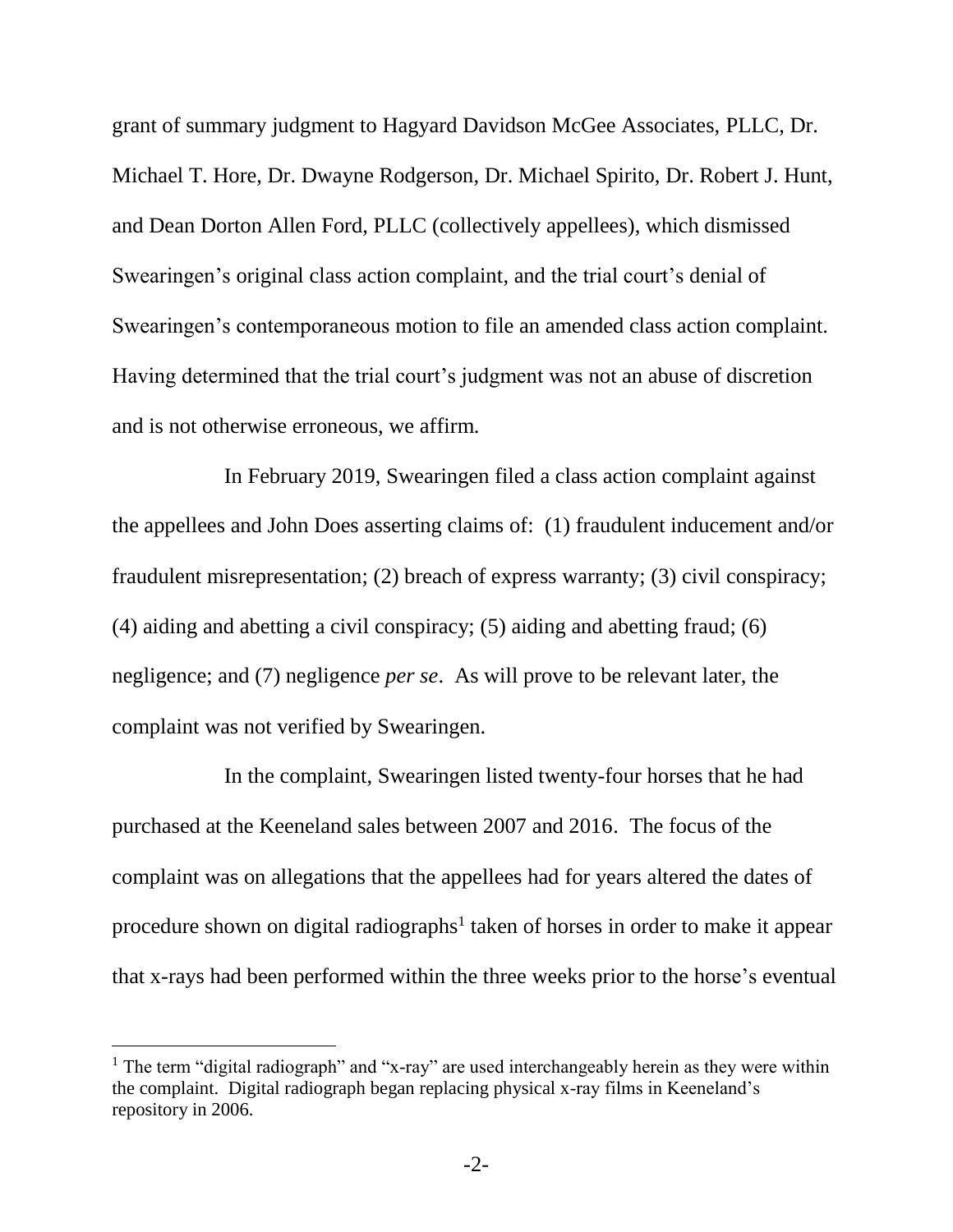grant of summary judgment to Hagyard Davidson McGee Associates, PLLC, Dr. Michael T. Hore, Dr. Dwayne Rodgerson, Dr. Michael Spirito, Dr. Robert J. Hunt, and Dean Dorton Allen Ford, PLLC (collectively appellees), which dismissed Swearingen's original class action complaint, and the trial court's denial of Swearingen's contemporaneous motion to file an amended class action complaint. Having determined that the trial court's judgment was not an abuse of discretion and is not otherwise erroneous, we affirm.

In February 2019, Swearingen filed a class action complaint against the appellees and John Does asserting claims of: (1) fraudulent inducement and/or fraudulent misrepresentation; (2) breach of express warranty; (3) civil conspiracy; (4) aiding and abetting a civil conspiracy; (5) aiding and abetting fraud; (6) negligence; and (7) negligence *per se*. As will prove to be relevant later, the complaint was not verified by Swearingen.

In the complaint, Swearingen listed twenty-four horses that he had purchased at the Keeneland sales between 2007 and 2016. The focus of the complaint was on allegations that the appellees had for years altered the dates of procedure shown on digital radiographs[1] taken of horses in order to make it appear that x-rays had been performed within the three weeks prior to the horse's eventual

[1] The term "digital radiograph" and "x-ray" are used interchangeably herein as they were within the complaint. Digital radiograph began replacing physical x-ray films in Keeneland's repository in 2006.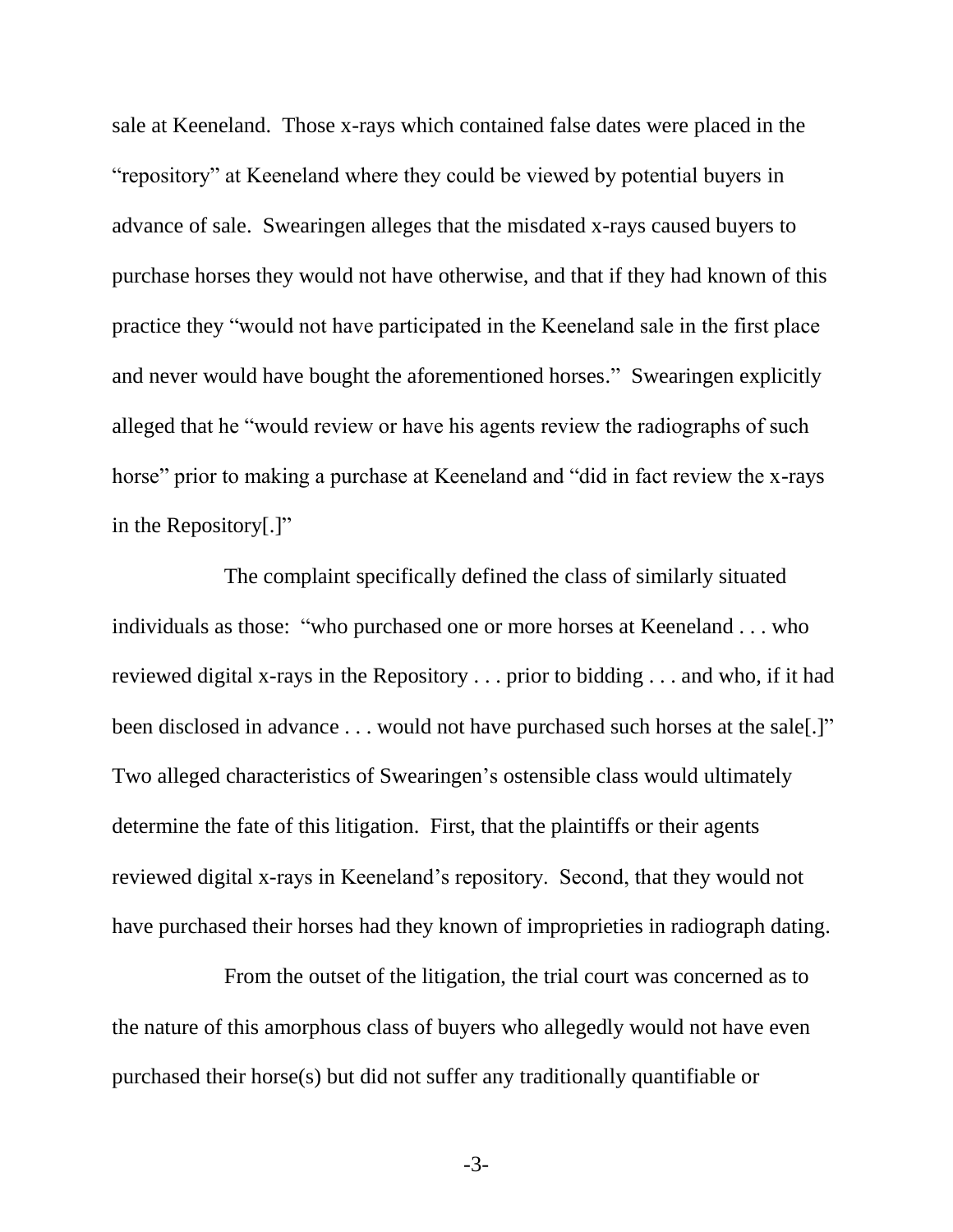sale at Keeneland. Those x-rays which contained false dates were placed in the "repository" at Keeneland where they could be viewed by potential buyers in advance of sale. Swearingen alleges that the misdated x-rays caused buyers to purchase horses they would not have otherwise, and that if they had known of this practice they "would not have participated in the Keeneland sale in the first place and never would have bought the aforementioned horses." Swearingen explicitly alleged that he "would review or have his agents review the radiographs of such horse" prior to making a purchase at Keeneland and "did in fact review the x-rays in the Repository[.]"

The complaint specifically defined the class of similarly situated individuals as those: "who purchased one or more horses at Keeneland . . . who reviewed digital x-rays in the Repository . . . prior to bidding . . . and who, if it had been disclosed in advance . . . would not have purchased such horses at the sale[.]" Two alleged characteristics of Swearingen's ostensible class would ultimately determine the fate of this litigation. First, that the plaintiffs or their agents reviewed digital x-rays in Keeneland's repository. Second, that they would not have purchased their horses had they known of improprieties in radiograph dating.

From the outset of the litigation, the trial court was concerned as to the nature of this amorphous class of buyers who allegedly would not have even purchased their horse(s) but did not suffer any traditionally quantifiable or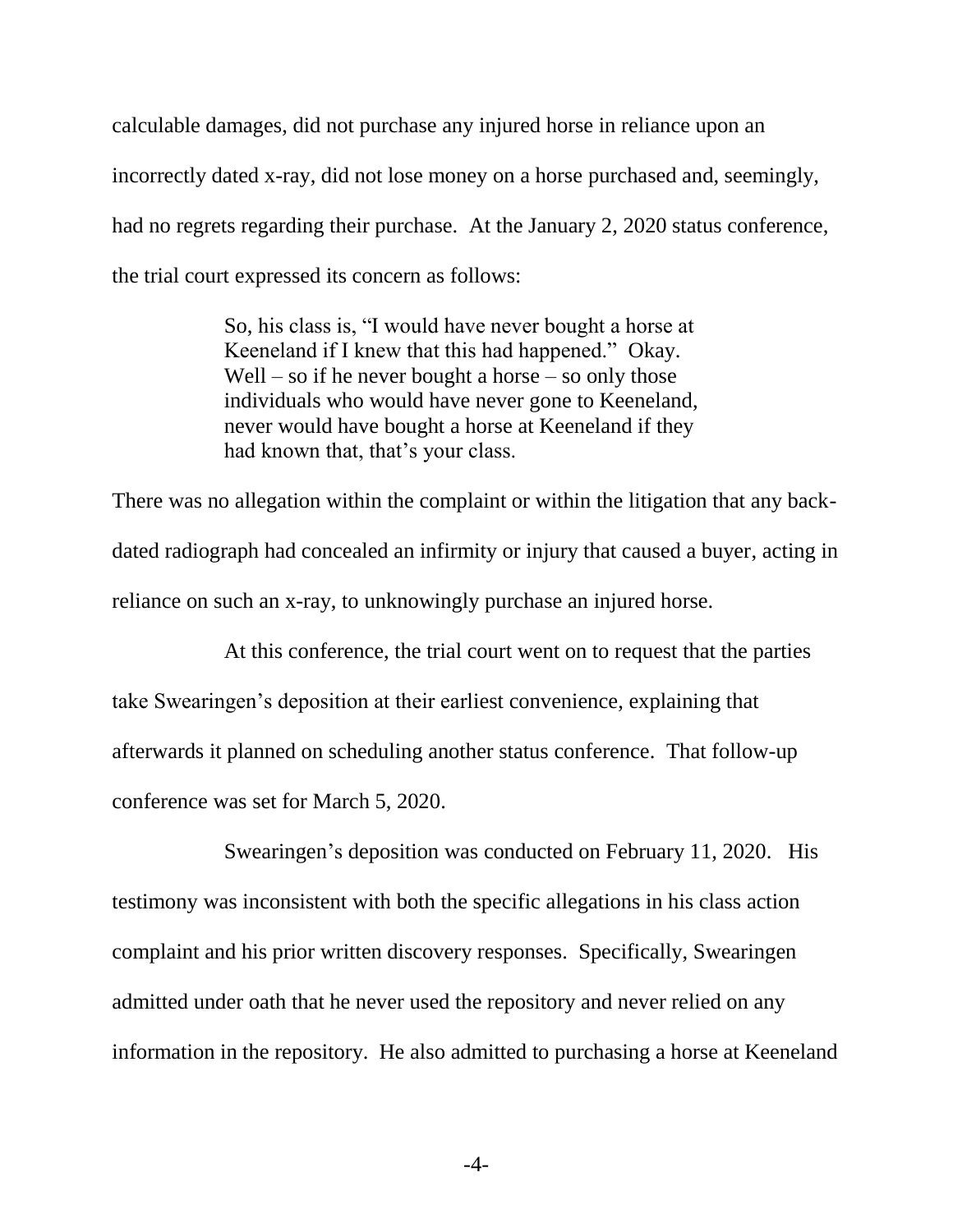calculable damages, did not purchase any injured horse in reliance upon an incorrectly dated x-ray, did not lose money on a horse purchased and, seemingly, had no regrets regarding their purchase. At the January 2, 2020 status conference, the trial court expressed its concern as follows:

> So, his class is, "I would have never bought a horse at Keeneland if I knew that this had happened." Okay. Well – so if he never bought a horse – so only those individuals who would have never gone to Keeneland, never would have bought a horse at Keeneland if they had known that, that's your class.

There was no allegation within the complaint or within the litigation that any back-dated radiograph had concealed an infirmity or injury that caused a buyer, acting in reliance on such an x-ray, to unknowingly purchase an injured horse.

At this conference, the trial court went on to request that the parties take Swearingen's deposition at their earliest convenience, explaining that afterwards it planned on scheduling another status conference. That follow-up conference was set for March 5, 2020.

Swearingen's deposition was conducted on February 11, 2020. His testimony was inconsistent with both the specific allegations in his class action complaint and his prior written discovery responses. Specifically, Swearingen admitted under oath that he never used the repository and never relied on any information in the repository. He also admitted to purchasing a horse at Keeneland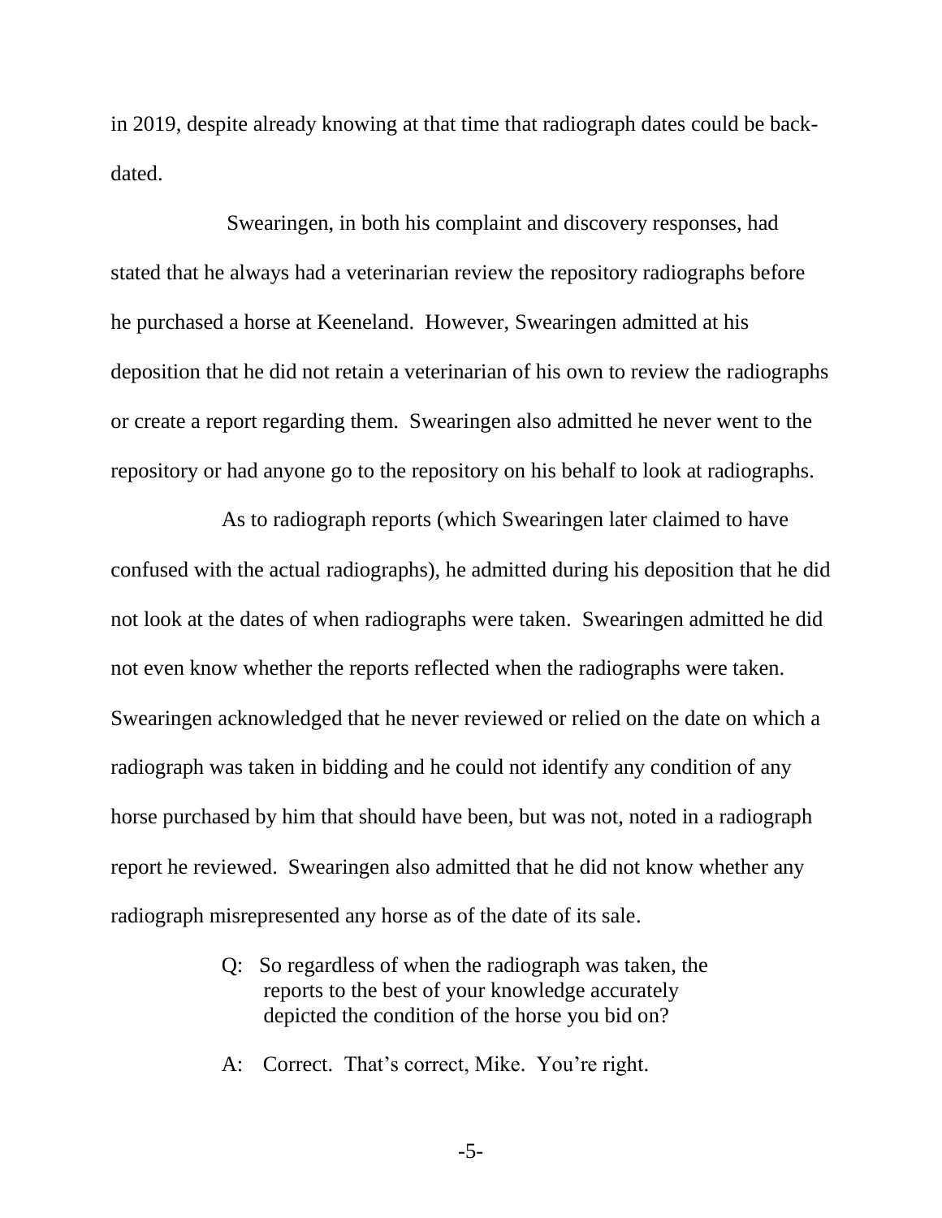in 2019, despite already knowing at that time that radiograph dates could be back-dated.

Swearingen, in both his complaint and discovery responses, had stated that he always had a veterinarian review the repository radiographs before he purchased a horse at Keeneland. However, Swearingen admitted at his deposition that he did not retain a veterinarian of his own to review the radiographs or create a report regarding them. Swearingen also admitted he never went to the repository or had anyone go to the repository on his behalf to look at radiographs.

As to radiograph reports (which Swearingen later claimed to have confused with the actual radiographs), he admitted during his deposition that he did not look at the dates of when radiographs were taken. Swearingen admitted he did not even know whether the reports reflected when the radiographs were taken. Swearingen acknowledged that he never reviewed or relied on the date on which a radiograph was taken in bidding and he could not identify any condition of any horse purchased by him that should have been, but was not, noted in a radiograph report he reviewed. Swearingen also admitted that he did not know whether any radiograph misrepresented any horse as of the date of its sale.

> Q: So regardless of when the radiograph was taken, the reports to the best of your knowledge accurately depicted the condition of the horse you bid on?
>
> A: Correct. That's correct, Mike. You're right.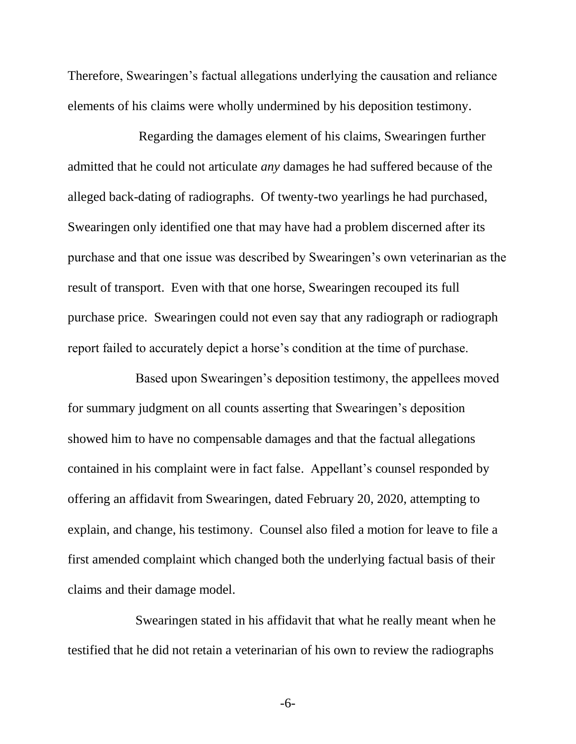Therefore, Swearingen's factual allegations underlying the causation and reliance elements of his claims were wholly undermined by his deposition testimony.

Regarding the damages element of his claims, Swearingen further admitted that he could not articulate *any* damages he had suffered because of the alleged back-dating of radiographs. Of twenty-two yearlings he had purchased, Swearingen only identified one that may have had a problem discerned after its purchase and that one issue was described by Swearingen's own veterinarian as the result of transport. Even with that one horse, Swearingen recouped its full purchase price. Swearingen could not even say that any radiograph or radiograph report failed to accurately depict a horse's condition at the time of purchase.

Based upon Swearingen's deposition testimony, the appellees moved for summary judgment on all counts asserting that Swearingen's deposition showed him to have no compensable damages and that the factual allegations contained in his complaint were in fact false. Appellant's counsel responded by offering an affidavit from Swearingen, dated February 20, 2020, attempting to explain, and change, his testimony. Counsel also filed a motion for leave to file a first amended complaint which changed both the underlying factual basis of their claims and their damage model.

Swearingen stated in his affidavit that what he really meant when he testified that he did not retain a veterinarian of his own to review the radiographs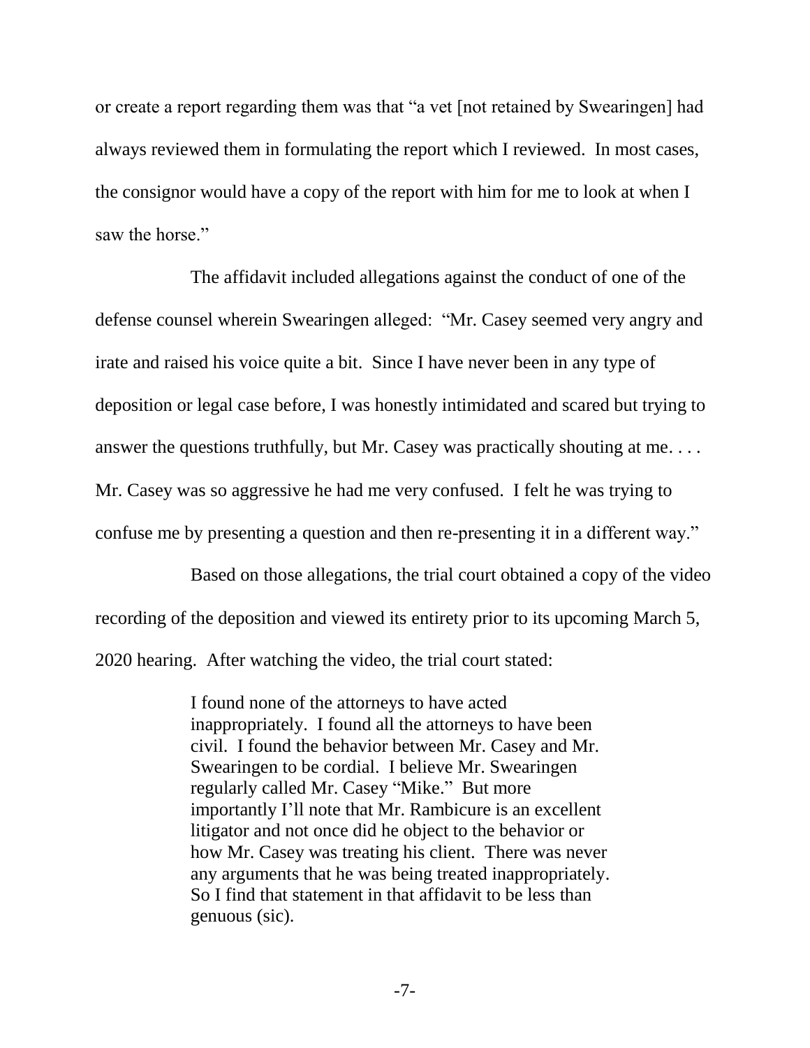or create a report regarding them was that "a vet [not retained by Swearingen] had always reviewed them in formulating the report which I reviewed. In most cases, the consignor would have a copy of the report with him for me to look at when I saw the horse."

The affidavit included allegations against the conduct of one of the defense counsel wherein Swearingen alleged: "Mr. Casey seemed very angry and irate and raised his voice quite a bit. Since I have never been in any type of deposition or legal case before, I was honestly intimidated and scared but trying to answer the questions truthfully, but Mr. Casey was practically shouting at me. . . . Mr. Casey was so aggressive he had me very confused. I felt he was trying to confuse me by presenting a question and then re-presenting it in a different way."

Based on those allegations, the trial court obtained a copy of the video recording of the deposition and viewed its entirety prior to its upcoming March 5, 2020 hearing. After watching the video, the trial court stated:

> I found none of the attorneys to have acted inappropriately. I found all the attorneys to have been civil. I found the behavior between Mr. Casey and Mr. Swearingen to be cordial. I believe Mr. Swearingen regularly called Mr. Casey "Mike." But more importantly I'll note that Mr. Rambicure is an excellent litigator and not once did he object to the behavior or how Mr. Casey was treating his client. There was never any arguments that he was being treated inappropriately. So I find that statement in that affidavit to be less than genuous (sic).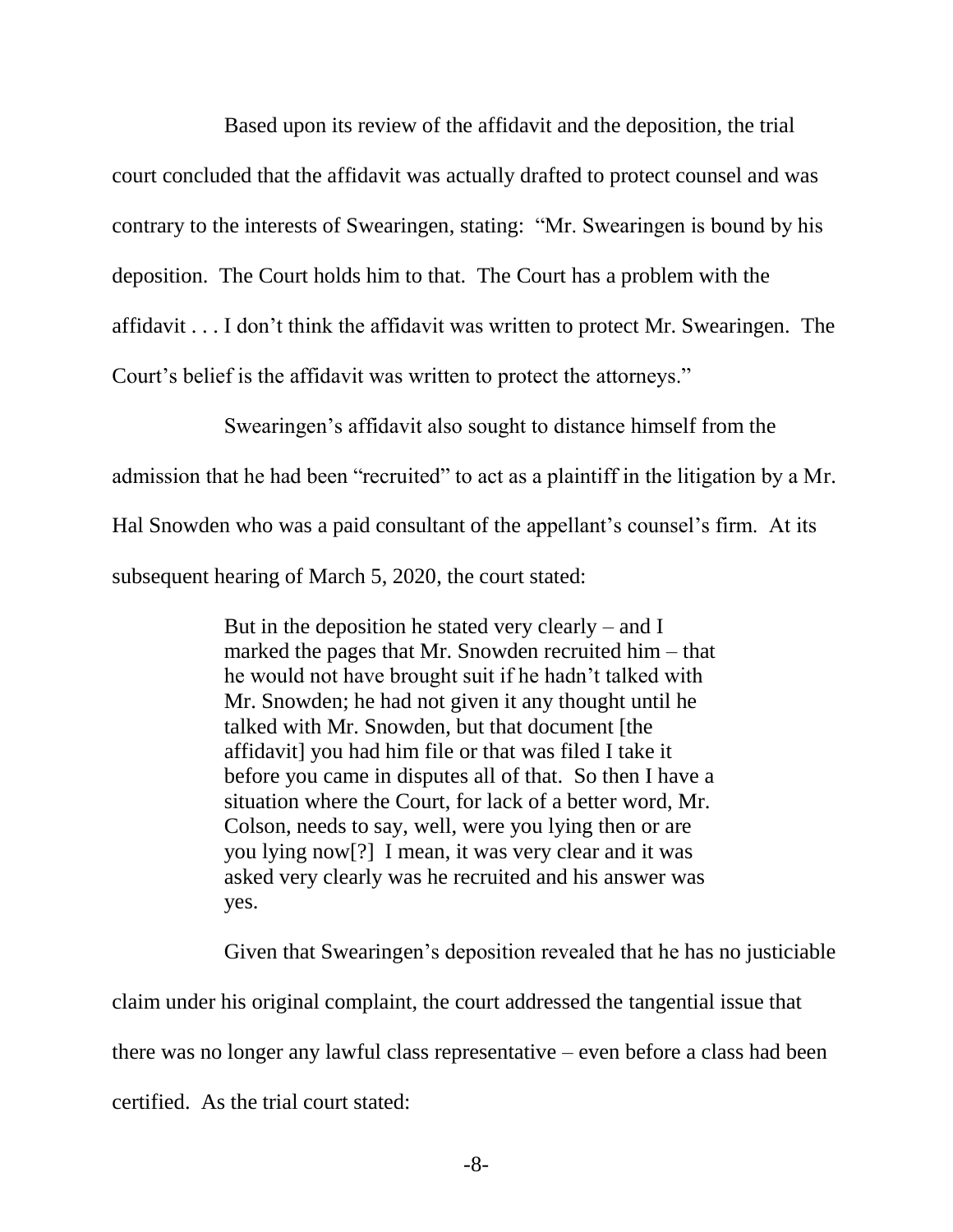Based upon its review of the affidavit and the deposition, the trial court concluded that the affidavit was actually drafted to protect counsel and was contrary to the interests of Swearingen, stating: "Mr. Swearingen is bound by his deposition. The Court holds him to that. The Court has a problem with the affidavit . . . I don't think the affidavit was written to protect Mr. Swearingen. The Court's belief is the affidavit was written to protect the attorneys."

Swearingen's affidavit also sought to distance himself from the admission that he had been "recruited" to act as a plaintiff in the litigation by a Mr. Hal Snowden who was a paid consultant of the appellant's counsel's firm. At its subsequent hearing of March 5, 2020, the court stated:

> But in the deposition he stated very clearly – and I marked the pages that Mr. Snowden recruited him – that he would not have brought suit if he hadn't talked with Mr. Snowden; he had not given it any thought until he talked with Mr. Snowden, but that document [the affidavit] you had him file or that was filed I take it before you came in disputes all of that. So then I have a situation where the Court, for lack of a better word, Mr. Colson, needs to say, well, were you lying then or are you lying now[?] I mean, it was very clear and it was asked very clearly was he recruited and his answer was yes.

Given that Swearingen's deposition revealed that he has no justiciable claim under his original complaint, the court addressed the tangential issue that there was no longer any lawful class representative – even before a class had been certified. As the trial court stated: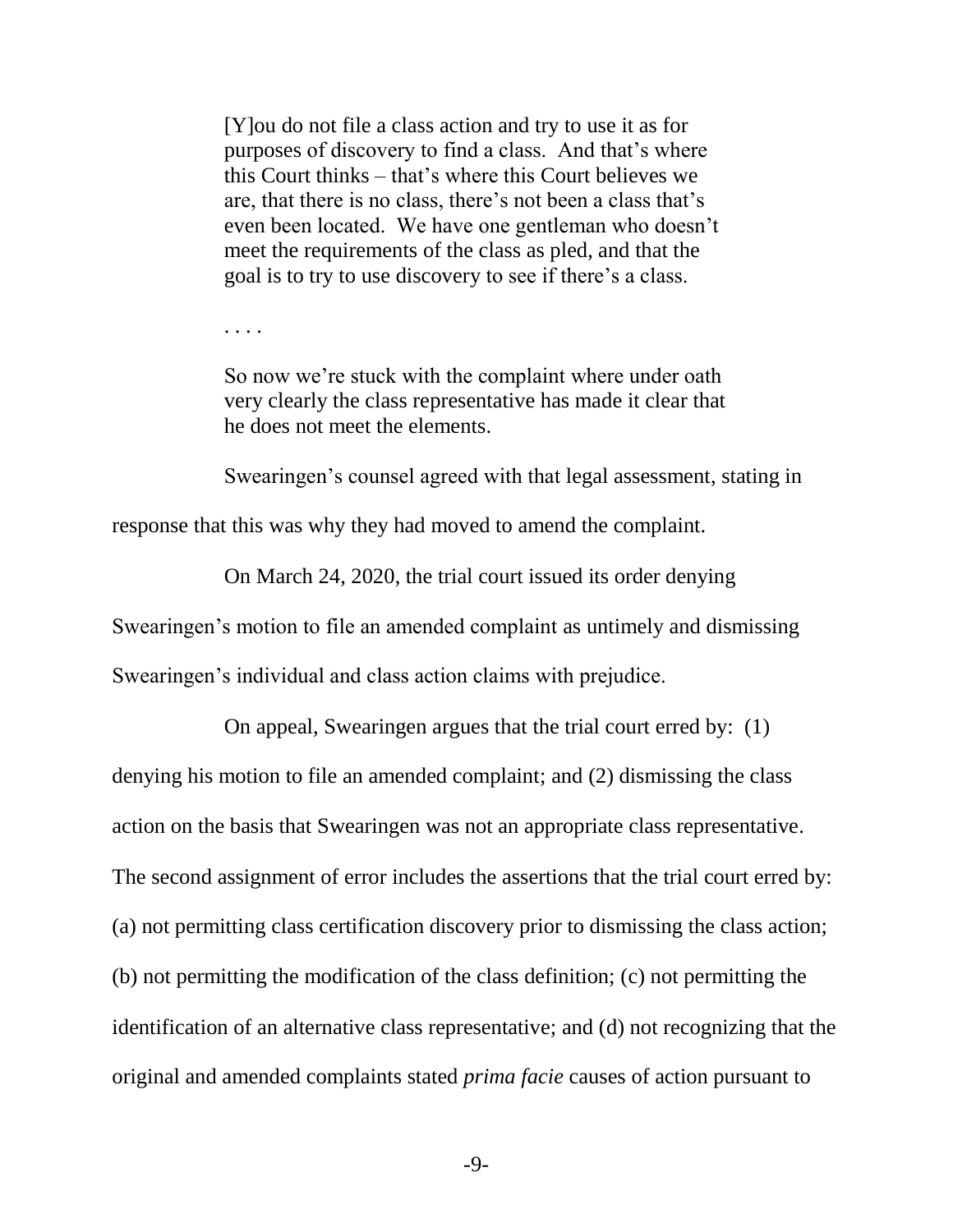> [Y]ou do not file a class action and try to use it as for purposes of discovery to find a class. And that's where this Court thinks – that's where this Court believes we are, that there is no class, there's not been a class that's even been located. We have one gentleman who doesn't meet the requirements of the class as pled, and that the goal is to try to use discovery to see if there's a class.
>
> . . . .
>
> So now we're stuck with the complaint where under oath very clearly the class representative has made it clear that he does not meet the elements.

Swearingen's counsel agreed with that legal assessment, stating in response that this was why they had moved to amend the complaint.

On March 24, 2020, the trial court issued its order denying Swearingen's motion to file an amended complaint as untimely and dismissing Swearingen's individual and class action claims with prejudice.

On appeal, Swearingen argues that the trial court erred by: (1) denying his motion to file an amended complaint; and (2) dismissing the class action on the basis that Swearingen was not an appropriate class representative. The second assignment of error includes the assertions that the trial court erred by: (a) not permitting class certification discovery prior to dismissing the class action; (b) not permitting the modification of the class definition; (c) not permitting the identification of an alternative class representative; and (d) not recognizing that the original and amended complaints stated *prima facie* causes of action pursuant to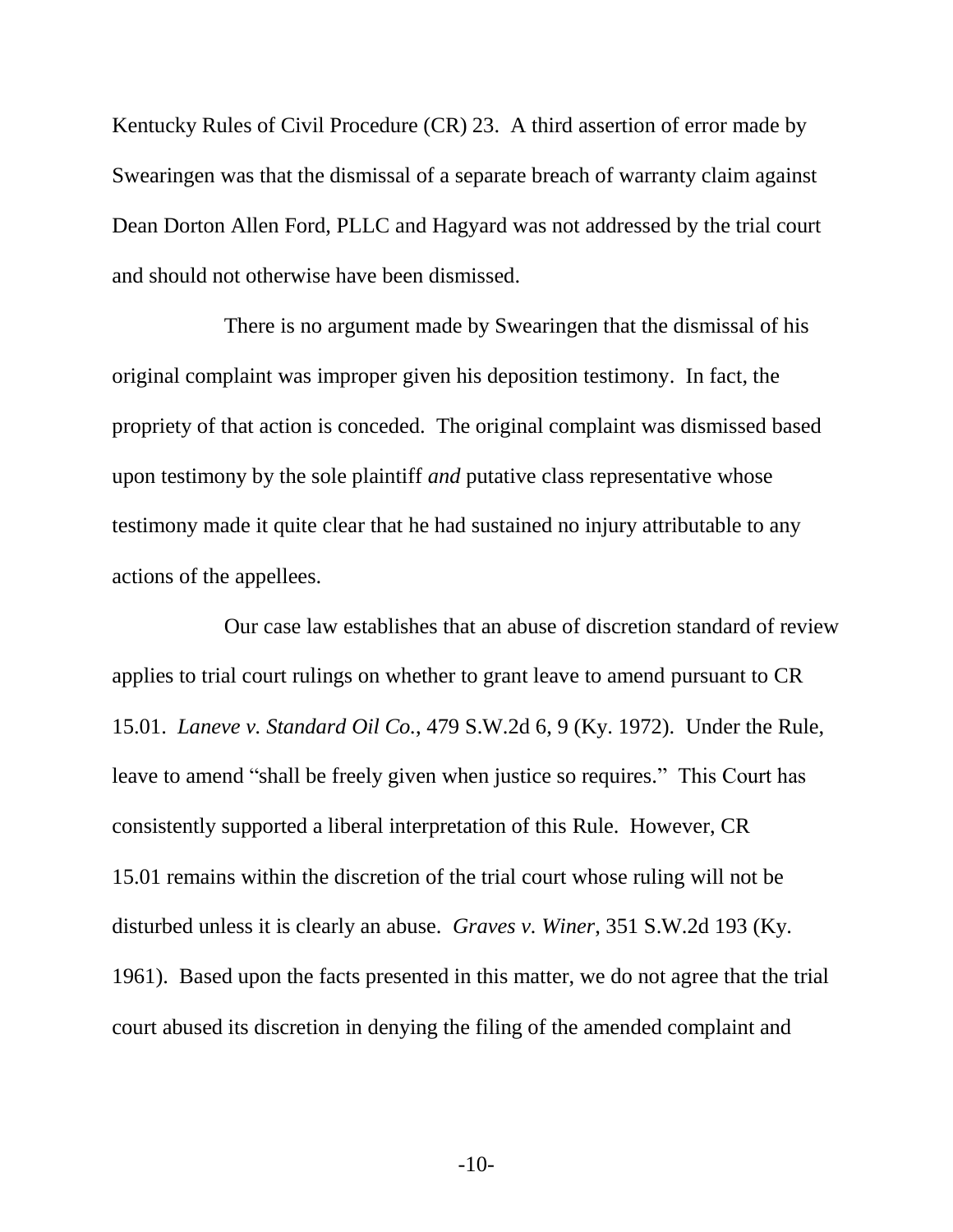Kentucky Rules of Civil Procedure (CR) 23. A third assertion of error made by Swearingen was that the dismissal of a separate breach of warranty claim against Dean Dorton Allen Ford, PLLC and Hagyard was not addressed by the trial court and should not otherwise have been dismissed.

There is no argument made by Swearingen that the dismissal of his original complaint was improper given his deposition testimony. In fact, the propriety of that action is conceded. The original complaint was dismissed based upon testimony by the sole plaintiff *and* putative class representative whose testimony made it quite clear that he had sustained no injury attributable to any actions of the appellees.

Our case law establishes that an abuse of discretion standard of review applies to trial court rulings on whether to grant leave to amend pursuant to CR 15.01. *Laneve v. Standard Oil Co.*, 479 S.W.2d 6, 9 (Ky. 1972). Under the Rule, leave to amend "shall be freely given when justice so requires." This Court has consistently supported a liberal interpretation of this Rule. However, CR 15.01 remains within the discretion of the trial court whose ruling will not be disturbed unless it is clearly an abuse. *Graves v. Winer*, 351 S.W.2d 193 (Ky. 1961). Based upon the facts presented in this matter, we do not agree that the trial court abused its discretion in denying the filing of the amended complaint and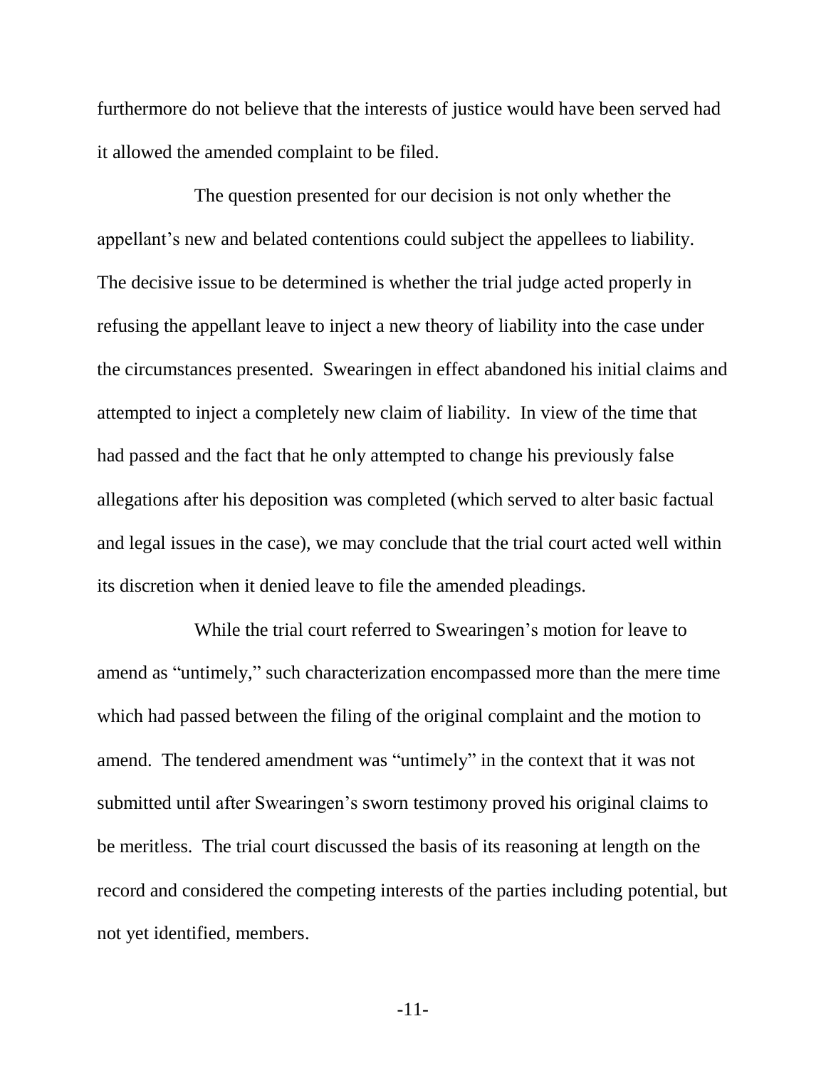furthermore do not believe that the interests of justice would have been served had it allowed the amended complaint to be filed.

The question presented for our decision is not only whether the appellant's new and belated contentions could subject the appellees to liability. The decisive issue to be determined is whether the trial judge acted properly in refusing the appellant leave to inject a new theory of liability into the case under the circumstances presented. Swearingen in effect abandoned his initial claims and attempted to inject a completely new claim of liability. In view of the time that had passed and the fact that he only attempted to change his previously false allegations after his deposition was completed (which served to alter basic factual and legal issues in the case), we may conclude that the trial court acted well within its discretion when it denied leave to file the amended pleadings.

While the trial court referred to Swearingen's motion for leave to amend as "untimely," such characterization encompassed more than the mere time which had passed between the filing of the original complaint and the motion to amend. The tendered amendment was "untimely" in the context that it was not submitted until after Swearingen's sworn testimony proved his original claims to be meritless. The trial court discussed the basis of its reasoning at length on the record and considered the competing interests of the parties including potential, but not yet identified, members.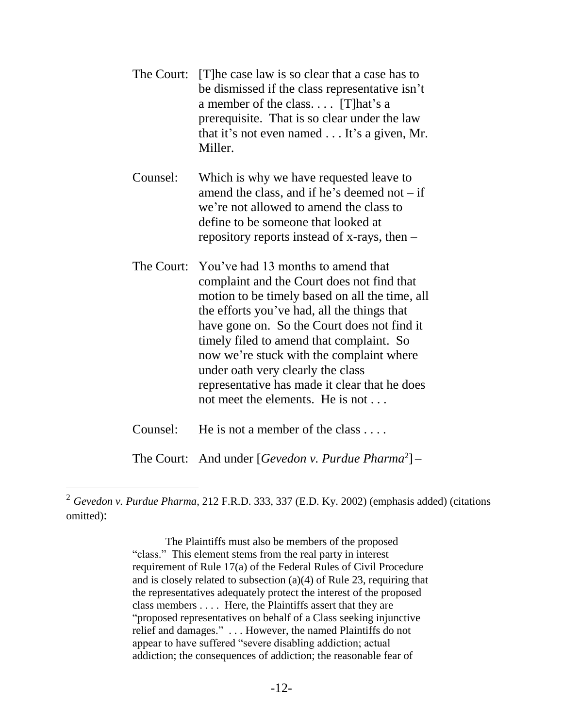The Court: [T]he case law is so clear that a case has to be dismissed if the class representative isn't a member of the class. . . . [T]hat's a prerequisite. That is so clear under the law that it's not even named . . . It's a given, Mr. Miller.

Counsel: Which is why we have requested leave to amend the class, and if he's deemed not – if we're not allowed to amend the class to define to be someone that looked at repository reports instead of x-rays, then –

The Court: You've had 13 months to amend that complaint and the Court does not find that motion to be timely based on all the time, all the efforts you've had, all the things that have gone on. So the Court does not find it timely filed to amend that complaint. So now we're stuck with the complaint where under oath very clearly the class representative has made it clear that he does not meet the elements. He is not . . .

Counsel: He is not a member of the class . . . .

The Court: And under [*Gevedon v. Purdue Pharma*[2]] –

---

[2] *Gevedon v. Purdue Pharma*, 212 F.R.D. 333, 337 (E.D. Ky. 2002) (emphasis added) (citations omitted):

> The Plaintiffs must also be members of the proposed "class." This element stems from the real party in interest requirement of Rule 17(a) of the Federal Rules of Civil Procedure and is closely related to subsection (a)(4) of Rule 23, requiring that the representatives adequately protect the interest of the proposed class members . . . . Here, the Plaintiffs assert that they are "proposed representatives on behalf of a Class seeking injunctive relief and damages." . . . However, the named Plaintiffs do not appear to have suffered "severe disabling addiction; actual addiction; the consequences of addiction; the reasonable fear of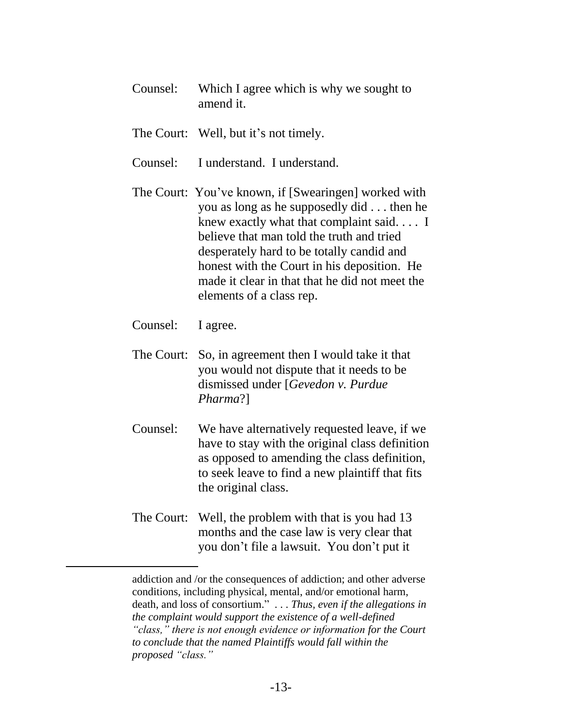Counsel: Which I agree which is why we sought to amend it.

The Court: Well, but it's not timely.

Counsel: I understand. I understand.

The Court: You've known, if [Swearingen] worked with you as long as he supposedly did . . . then he knew exactly what that complaint said. . . . I believe that man told the truth and tried desperately hard to be totally candid and honest with the Court in his deposition. He made it clear in that that he did not meet the elements of a class rep.

Counsel: I agree.

The Court: So, in agreement then I would take it that you would not dispute that it needs to be dismissed under [*Gevedon v. Purdue Pharma*?]

Counsel: We have alternatively requested leave, if we have to stay with the original class definition as opposed to amending the class definition, to seek leave to find a new plaintiff that fits the original class.

The Court: Well, the problem with that is you had 13 months and the case law is very clear that you don't file a lawsuit. You don't put it

---

addiction and /or the consequences of addiction; and other adverse conditions, including physical, mental, and/or emotional harm, death, and loss of consortium." . . . *Thus, even if the allegations in the complaint would support the existence of a well-defined "class," there is not enough evidence or information for the Court to conclude that the named Plaintiffs would fall within the proposed "class."*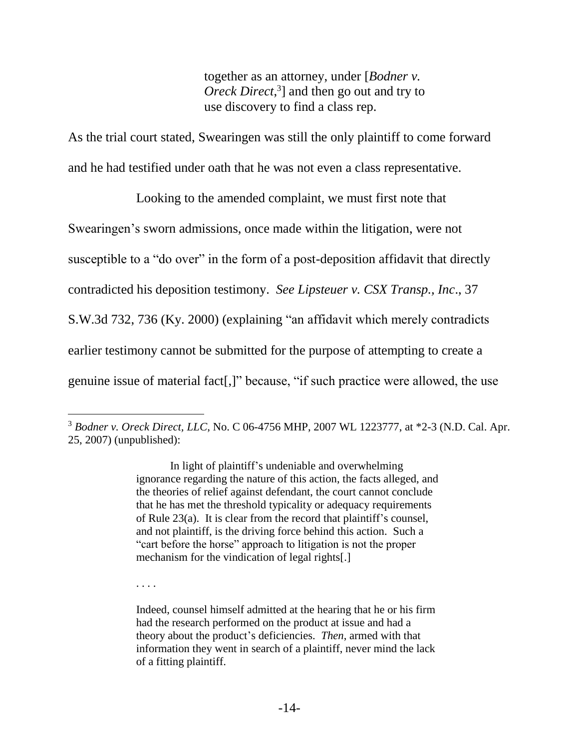> together as an attorney, under [*Bodner v. Oreck Direct*,[3]] and then go out and try to use discovery to find a class rep.

As the trial court stated, Swearingen was still the only plaintiff to come forward and he had testified under oath that he was not even a class representative.

Looking to the amended complaint, we must first note that Swearingen's sworn admissions, once made within the litigation, were not susceptible to a "do over" in the form of a post-deposition affidavit that directly contradicted his deposition testimony. *See Lipsteuer v. CSX Transp., Inc*., 37 S.W.3d 732, 736 (Ky. 2000) (explaining "an affidavit which merely contradicts earlier testimony cannot be submitted for the purpose of attempting to create a genuine issue of material fact[,]" because, "if such practice were allowed, the use

---

[3] *Bodner v. Oreck Direct, LLC*, No. C 06-4756 MHP, 2007 WL 1223777, at *2-3 (N.D. Cal. Apr. 25, 2007) (unpublished):

> In light of plaintiff's undeniable and overwhelming ignorance regarding the nature of this action, the facts alleged, and the theories of relief against defendant, the court cannot conclude that he has met the threshold typicality or adequacy requirements of Rule 23(a). It is clear from the record that plaintiff's counsel, and not plaintiff, is the driving force behind this action. Such a "cart before the horse" approach to litigation is not the proper mechanism for the vindication of legal rights[.]
>
> . . . .
>
> Indeed, counsel himself admitted at the hearing that he or his firm had the research performed on the product at issue and had a theory about the product's deficiencies. *Then*, armed with that information they went in search of a plaintiff, never mind the lack of a fitting plaintiff.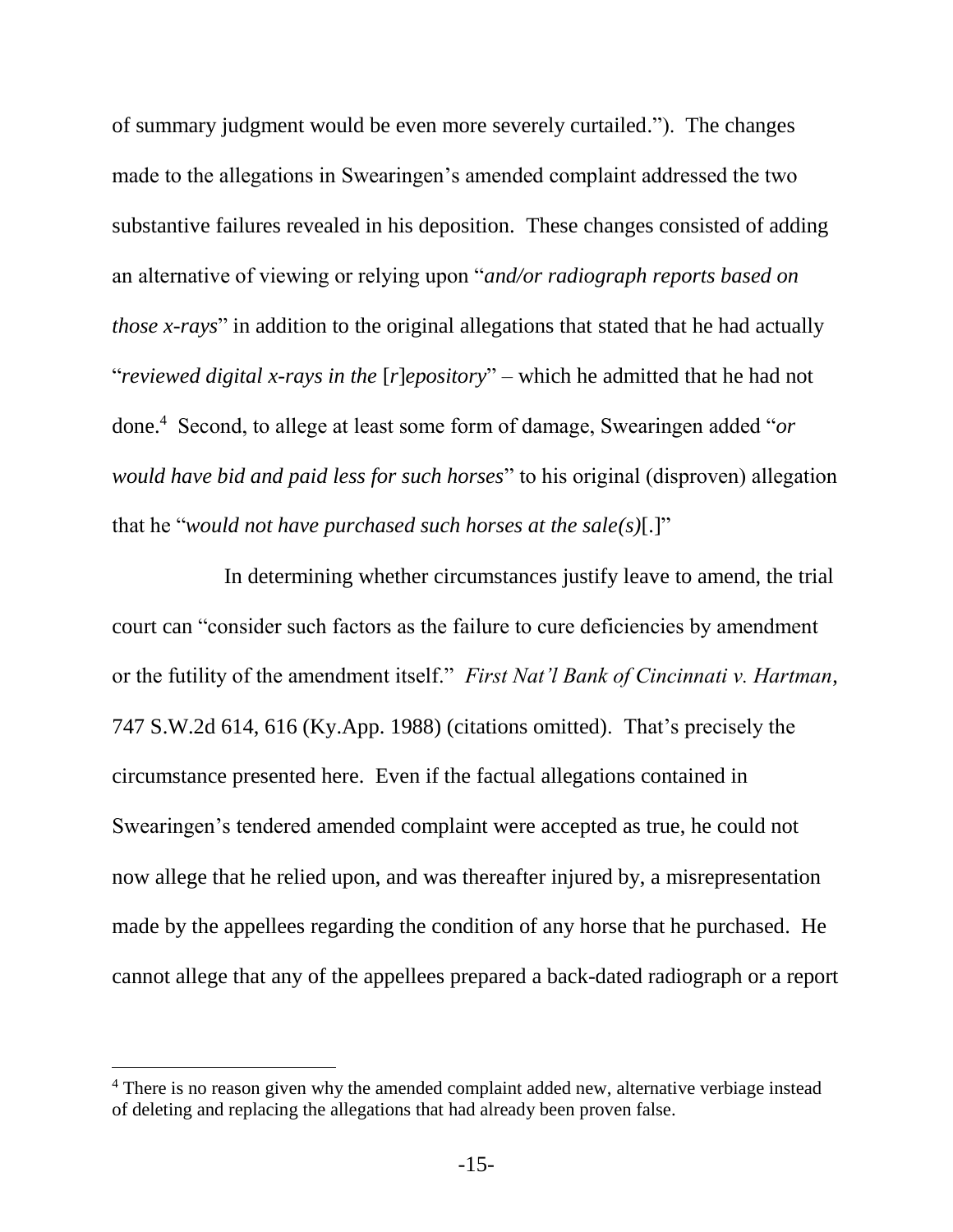of summary judgment would be even more severely curtailed."). The changes made to the allegations in Swearingen's amended complaint addressed the two substantive failures revealed in his deposition. These changes consisted of adding an alternative of viewing or relying upon "*and/or radiograph reports based on those x-rays*" in addition to the original allegations that stated that he had actually "*reviewed digital x-rays in the* [*r*]*epository*" – which he admitted that he had not done.[4] Second, to allege at least some form of damage, Swearingen added "*or would have bid and paid less for such horses*" to his original (disproven) allegation that he "*would not have purchased such horses at the sale(s)*[.]"

In determining whether circumstances justify leave to amend, the trial court can "consider such factors as the failure to cure deficiencies by amendment or the futility of the amendment itself." *First Nat'l Bank of Cincinnati v. Hartman*, 747 S.W.2d 614, 616 (Ky.App. 1988) (citations omitted). That's precisely the circumstance presented here. Even if the factual allegations contained in Swearingen's tendered amended complaint were accepted as true, he could not now allege that he relied upon, and was thereafter injured by, a misrepresentation made by the appellees regarding the condition of any horse that he purchased. He cannot allege that any of the appellees prepared a back-dated radiograph or a report

[4] There is no reason given why the amended complaint added new, alternative verbiage instead of deleting and replacing the allegations that had already been proven false.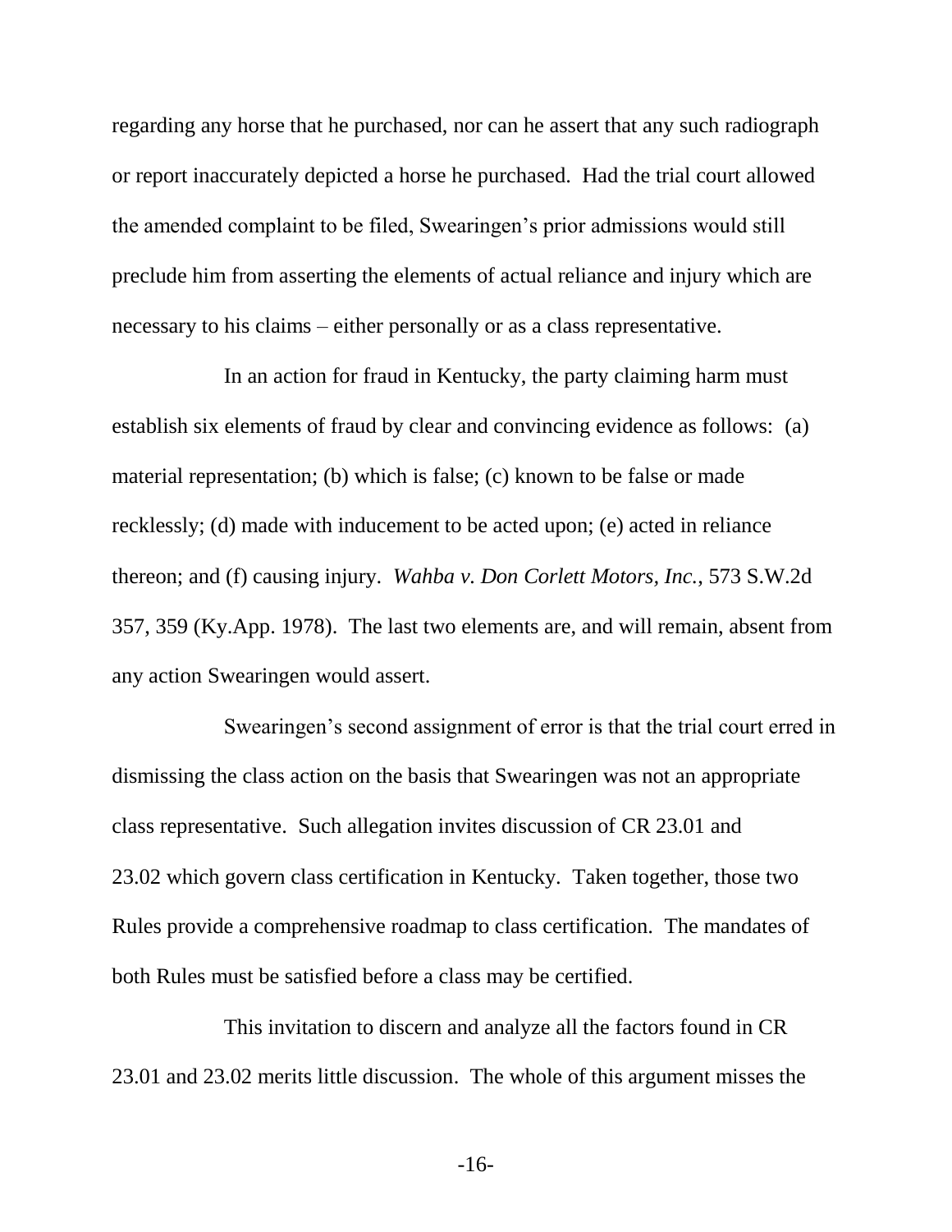regarding any horse that he purchased, nor can he assert that any such radiograph or report inaccurately depicted a horse he purchased. Had the trial court allowed the amended complaint to be filed, Swearingen's prior admissions would still preclude him from asserting the elements of actual reliance and injury which are necessary to his claims – either personally or as a class representative.

In an action for fraud in Kentucky, the party claiming harm must establish six elements of fraud by clear and convincing evidence as follows: (a) material representation; (b) which is false; (c) known to be false or made recklessly; (d) made with inducement to be acted upon; (e) acted in reliance thereon; and (f) causing injury. *Wahba v. Don Corlett Motors, Inc.*, 573 S.W.2d 357, 359 (Ky.App. 1978). The last two elements are, and will remain, absent from any action Swearingen would assert.

Swearingen's second assignment of error is that the trial court erred in dismissing the class action on the basis that Swearingen was not an appropriate class representative. Such allegation invites discussion of CR 23.01 and 23.02 which govern class certification in Kentucky. Taken together, those two Rules provide a comprehensive roadmap to class certification. The mandates of both Rules must be satisfied before a class may be certified.

This invitation to discern and analyze all the factors found in CR 23.01 and 23.02 merits little discussion. The whole of this argument misses the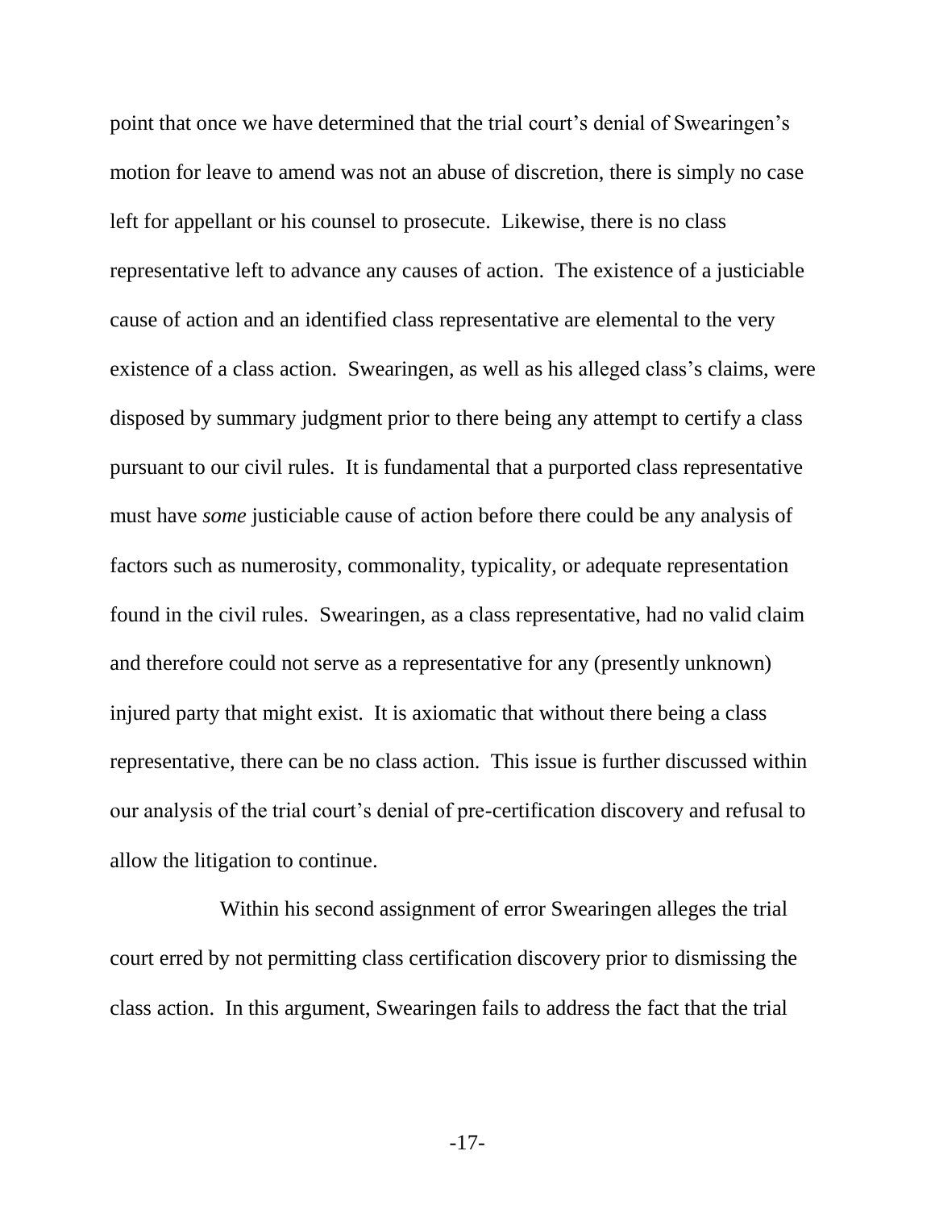point that once we have determined that the trial court's denial of Swearingen's motion for leave to amend was not an abuse of discretion, there is simply no case left for appellant or his counsel to prosecute. Likewise, there is no class representative left to advance any causes of action. The existence of a justiciable cause of action and an identified class representative are elemental to the very existence of a class action. Swearingen, as well as his alleged class's claims, were disposed by summary judgment prior to there being any attempt to certify a class pursuant to our civil rules. It is fundamental that a purported class representative must have *some* justiciable cause of action before there could be any analysis of factors such as numerosity, commonality, typicality, or adequate representation found in the civil rules. Swearingen, as a class representative, had no valid claim and therefore could not serve as a representative for any (presently unknown) injured party that might exist. It is axiomatic that without there being a class representative, there can be no class action. This issue is further discussed within our analysis of the trial court's denial of pre-certification discovery and refusal to allow the litigation to continue.

Within his second assignment of error Swearingen alleges the trial court erred by not permitting class certification discovery prior to dismissing the class action. In this argument, Swearingen fails to address the fact that the trial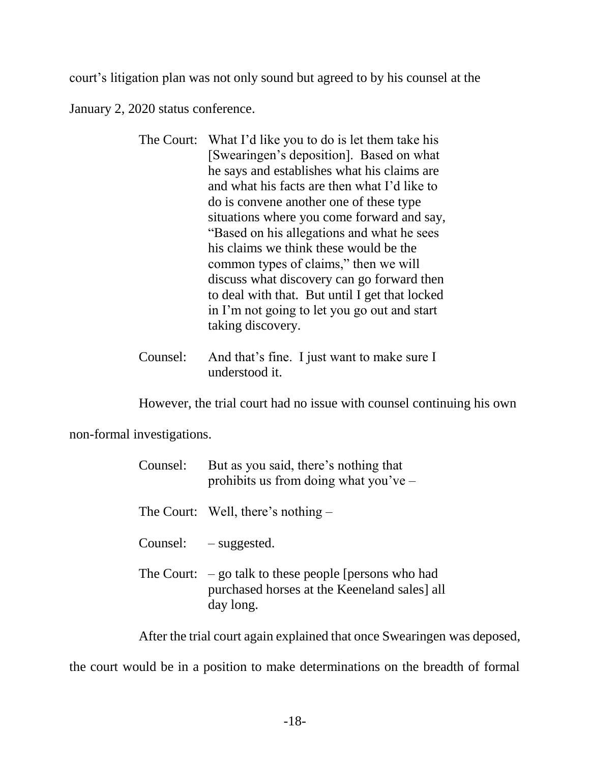court's litigation plan was not only sound but agreed to by his counsel at the January 2, 2020 status conference.

> The Court: What I'd like you to do is let them take his [Swearingen's deposition]. Based on what he says and establishes what his claims are and what his facts are then what I'd like to do is convene another one of these type situations where you come forward and say, "Based on his allegations and what he sees his claims we think these would be the common types of claims," then we will discuss what discovery can go forward then to deal with that. But until I get that locked in I'm not going to let you go out and start taking discovery.
>
> Counsel: And that's fine. I just want to make sure I understood it.

However, the trial court had no issue with counsel continuing his own non-formal investigations.

> Counsel: But as you said, there's nothing that prohibits us from doing what you've –
>
> The Court: Well, there's nothing –
>
> Counsel: – suggested.
>
> The Court: – go talk to these people [persons who had purchased horses at the Keeneland sales] all day long.

After the trial court again explained that once Swearingen was deposed, the court would be in a position to make determinations on the breadth of formal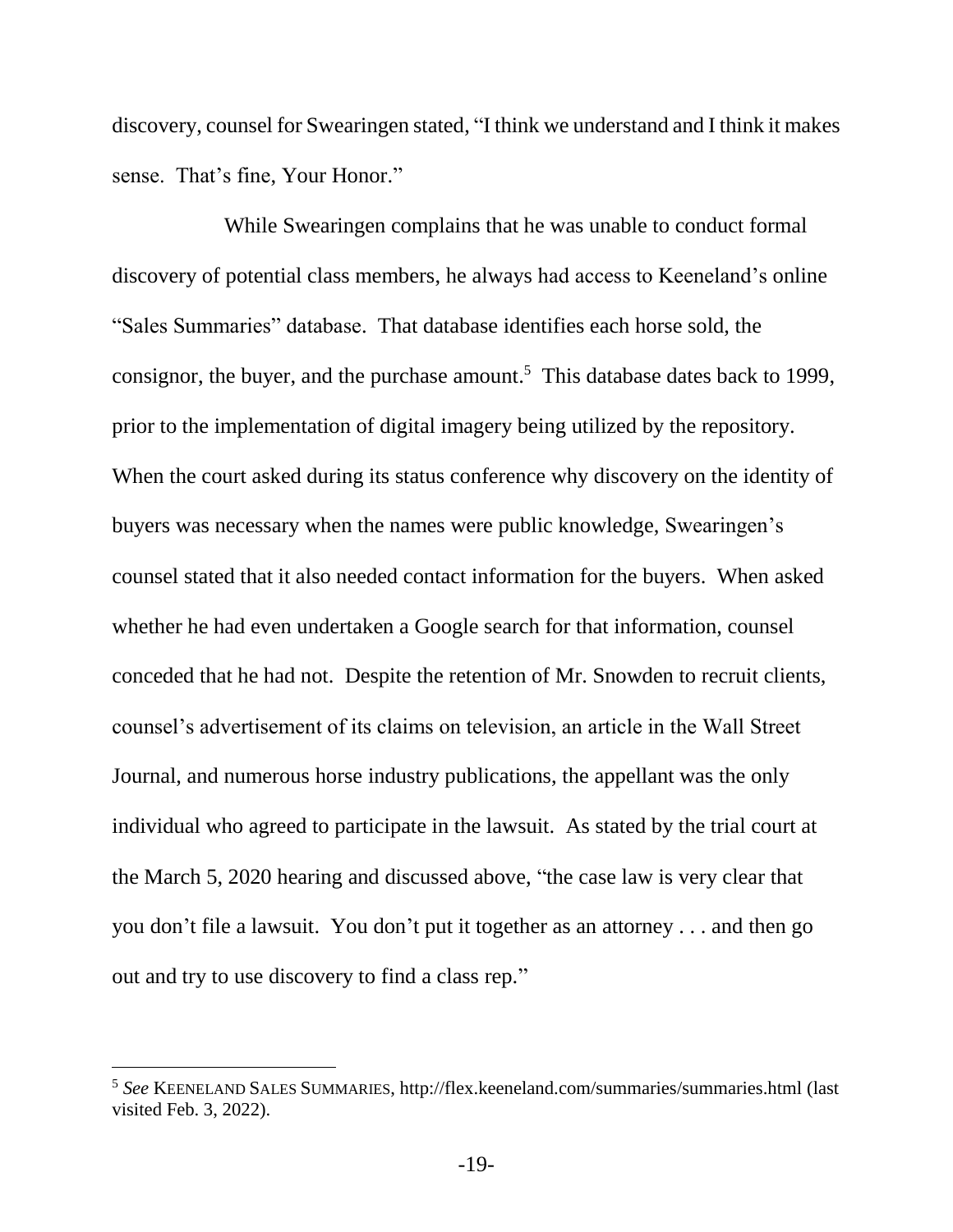discovery, counsel for Swearingen stated, "I think we understand and I think it makes sense. That's fine, Your Honor."

While Swearingen complains that he was unable to conduct formal discovery of potential class members, he always had access to Keeneland's online "Sales Summaries" database. That database identifies each horse sold, the consignor, the buyer, and the purchase amount.[5] This database dates back to 1999, prior to the implementation of digital imagery being utilized by the repository. When the court asked during its status conference why discovery on the identity of buyers was necessary when the names were public knowledge, Swearingen's counsel stated that it also needed contact information for the buyers. When asked whether he had even undertaken a Google search for that information, counsel conceded that he had not. Despite the retention of Mr. Snowden to recruit clients, counsel's advertisement of its claims on television, an article in the Wall Street Journal, and numerous horse industry publications, the appellant was the only individual who agreed to participate in the lawsuit. As stated by the trial court at the March 5, 2020 hearing and discussed above, "the case law is very clear that you don't file a lawsuit. You don't put it together as an attorney . . . and then go out and try to use discovery to find a class rep."

---

[5] *See* KEENELAND SALES SUMMARIES, http://flex.keeneland.com/summaries/summaries.html (last visited Feb. 3, 2022).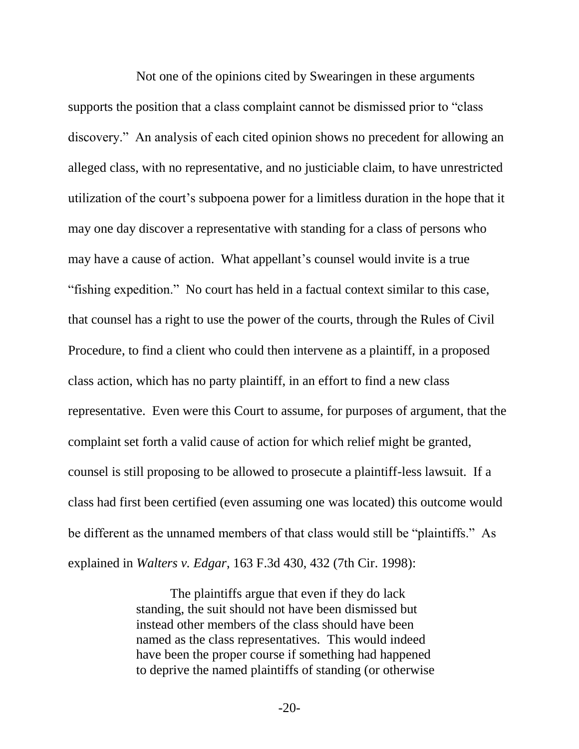Not one of the opinions cited by Swearingen in these arguments supports the position that a class complaint cannot be dismissed prior to "class discovery." An analysis of each cited opinion shows no precedent for allowing an alleged class, with no representative, and no justiciable claim, to have unrestricted utilization of the court's subpoena power for a limitless duration in the hope that it may one day discover a representative with standing for a class of persons who may have a cause of action. What appellant's counsel would invite is a true "fishing expedition." No court has held in a factual context similar to this case, that counsel has a right to use the power of the courts, through the Rules of Civil Procedure, to find a client who could then intervene as a plaintiff, in a proposed class action, which has no party plaintiff, in an effort to find a new class representative. Even were this Court to assume, for purposes of argument, that the complaint set forth a valid cause of action for which relief might be granted, counsel is still proposing to be allowed to prosecute a plaintiff-less lawsuit. If a class had first been certified (even assuming one was located) this outcome would be different as the unnamed members of that class would still be "plaintiffs." As explained in *Walters v. Edgar*, 163 F.3d 430, 432 (7th Cir. 1998):

> The plaintiffs argue that even if they do lack standing, the suit should not have been dismissed but instead other members of the class should have been named as the class representatives. This would indeed have been the proper course if something had happened to deprive the named plaintiffs of standing (or otherwise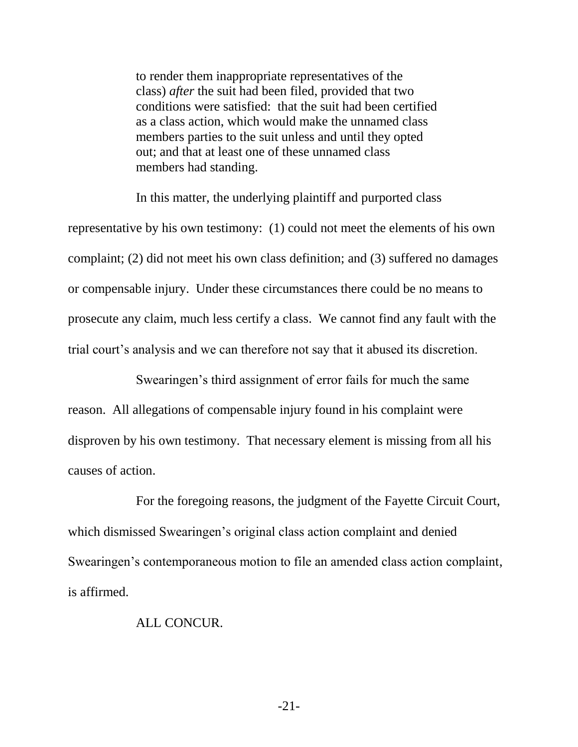> to render them inappropriate representatives of the class) *after* the suit had been filed, provided that two conditions were satisfied: that the suit had been certified as a class action, which would make the unnamed class members parties to the suit unless and until they opted out; and that at least one of these unnamed class members had standing.

In this matter, the underlying plaintiff and purported class representative by his own testimony: (1) could not meet the elements of his own complaint; (2) did not meet his own class definition; and (3) suffered no damages or compensable injury. Under these circumstances there could be no means to prosecute any claim, much less certify a class. We cannot find any fault with the trial court's analysis and we can therefore not say that it abused its discretion.

Swearingen's third assignment of error fails for much the same reason. All allegations of compensable injury found in his complaint were disproven by his own testimony. That necessary element is missing from all his causes of action.

For the foregoing reasons, the judgment of the Fayette Circuit Court, which dismissed Swearingen's original class action complaint and denied Swearingen's contemporaneous motion to file an amended class action complaint, is affirmed.

ALL CONCUR.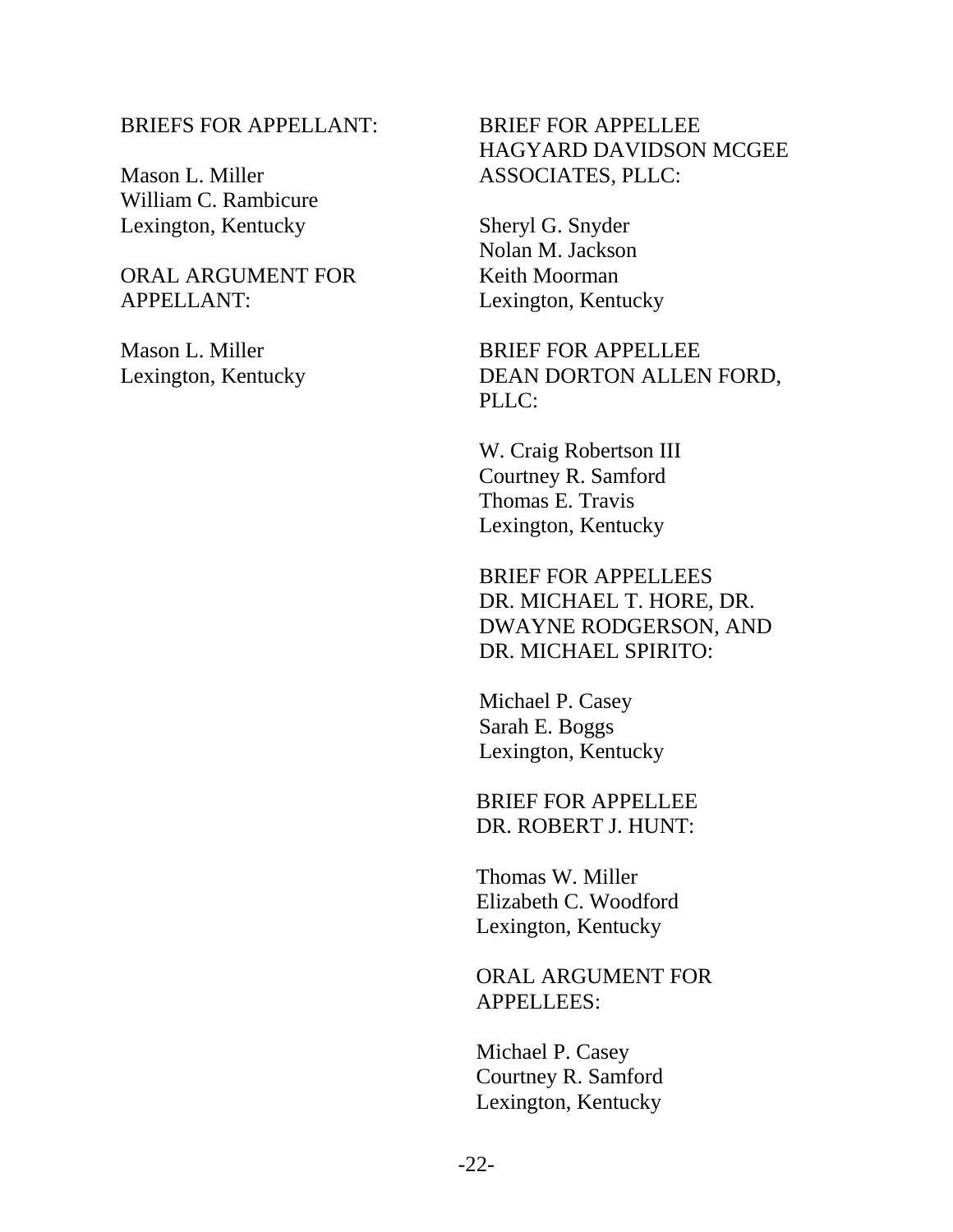BRIEFS FOR APPELLANT:

Mason L. Miller
William C. Rambicure
Lexington, Kentucky

ORAL ARGUMENT FOR APPELLANT:

Mason L. Miller
Lexington, Kentucky

BRIEF FOR APPELLEE HAGYARD DAVIDSON MCGEE ASSOCIATES, PLLC:

Sheryl G. Snyder
Nolan M. Jackson
Keith Moorman
Lexington, Kentucky

BRIEF FOR APPELLEE DEAN DORTON ALLEN FORD, PLLC:

W. Craig Robertson III
Courtney R. Samford
Thomas E. Travis
Lexington, Kentucky

BRIEF FOR APPELLEES DR. MICHAEL T. HORE, DR. DWAYNE RODGERSON, AND DR. MICHAEL SPIRITO:

Michael P. Casey
Sarah E. Boggs
Lexington, Kentucky

BRIEF FOR APPELLEE DR. ROBERT J. HUNT:

Thomas W. Miller
Elizabeth C. Woodford
Lexington, Kentucky

ORAL ARGUMENT FOR APPELLEES:

Michael P. Casey
Courtney R. Samford
Lexington, Kentucky